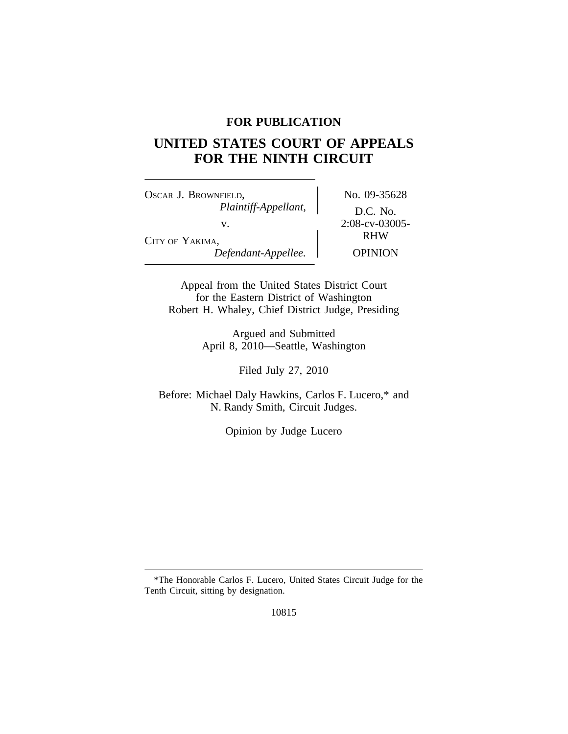**FOR PUBLICATION**

# UNITED STATES COURT OF APPEALS FOR THE NINTH CIRCUIT

OSCAR J. BROWNFIELD,
*Plaintiff-Appellant,*

v.

CITY OF YAKIMA,
*Defendant-Appellee.*

No. 09-35628

D.C. No. 2:08-cv-03005-RHW

OPINION

Appeal from the United States District Court
for the Eastern District of Washington
Robert H. Whaley, Chief District Judge, Presiding

Argued and Submitted
April 8, 2010—Seattle, Washington

Filed July 27, 2010

Before: Michael Daly Hawkins, Carlos F. Lucero,* and N. Randy Smith, Circuit Judges.

Opinion by Judge Lucero

---

*The Honorable Carlos F. Lucero, United States Circuit Judge for the Tenth Circuit, sitting by designation.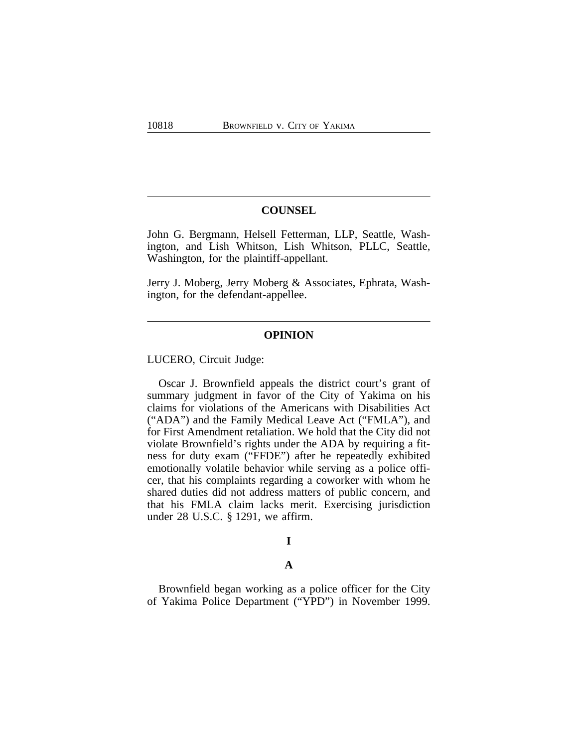## COUNSEL

John G. Bergmann, Helsell Fetterman, LLP, Seattle, Washington, and Lish Whitson, Lish Whitson, PLLC, Seattle, Washington, for the plaintiff-appellant.

Jerry J. Moberg, Jerry Moberg & Associates, Ephrata, Washington, for the defendant-appellee.

## OPINION

LUCERO, Circuit Judge:

Oscar J. Brownfield appeals the district court's grant of summary judgment in favor of the City of Yakima on his claims for violations of the Americans with Disabilities Act ("ADA") and the Family Medical Leave Act ("FMLA"), and for First Amendment retaliation. We hold that the City did not violate Brownfield's rights under the ADA by requiring a fitness for duty exam ("FFDE") after he repeatedly exhibited emotionally volatile behavior while serving as a police officer, that his complaints regarding a coworker with whom he shared duties did not address matters of public concern, and that his FMLA claim lacks merit. Exercising jurisdiction under 28 U.S.C. § 1291, we affirm.

### I

#### A

Brownfield began working as a police officer for the City of Yakima Police Department ("YPD") in November 1999.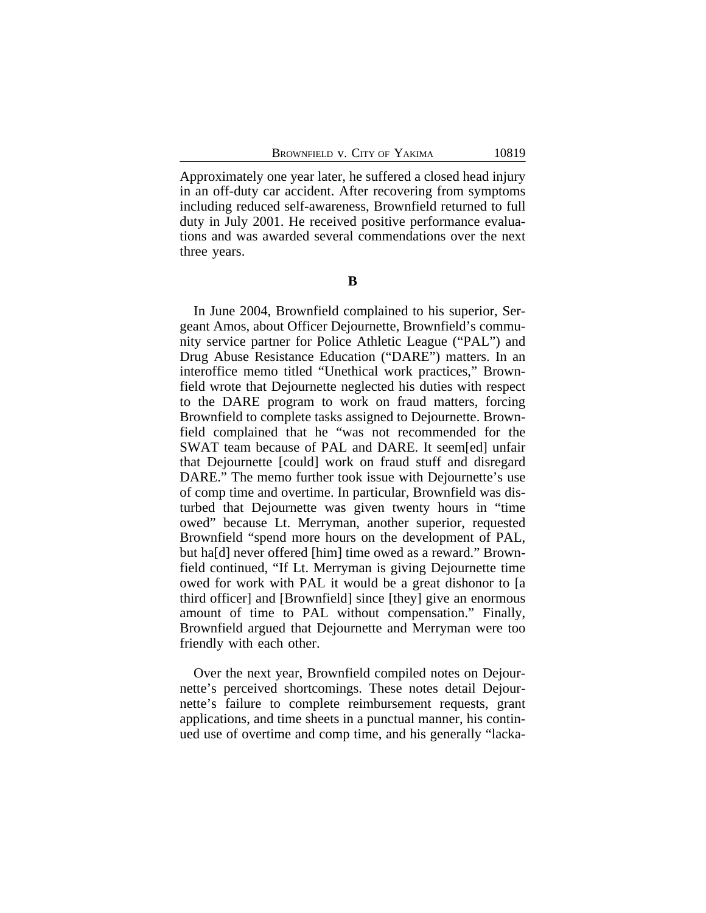Approximately one year later, he suffered a closed head injury in an off-duty car accident. After recovering from symptoms including reduced self-awareness, Brownfield returned to full duty in July 2001. He received positive performance evaluations and was awarded several commendations over the next three years.

### B

In June 2004, Brownfield complained to his superior, Sergeant Amos, about Officer Dejournette, Brownfield's community service partner for Police Athletic League ("PAL") and Drug Abuse Resistance Education ("DARE") matters. In an interoffice memo titled "Unethical work practices," Brownfield wrote that Dejournette neglected his duties with respect to the DARE program to work on fraud matters, forcing Brownfield to complete tasks assigned to Dejournette. Brownfield complained that he "was not recommended for the SWAT team because of PAL and DARE. It seem[ed] unfair that Dejournette [could] work on fraud stuff and disregard DARE." The memo further took issue with Dejournette's use of comp time and overtime. In particular, Brownfield was disturbed that Dejournette was given twenty hours in "time owed" because Lt. Merryman, another superior, requested Brownfield "spend more hours on the development of PAL, but ha[d] never offered [him] time owed as a reward." Brownfield continued, "If Lt. Merryman is giving Dejournette time owed for work with PAL it would be a great dishonor to [a third officer] and [Brownfield] since [they] give an enormous amount of time to PAL without compensation." Finally, Brownfield argued that Dejournette and Merryman were too friendly with each other.

Over the next year, Brownfield compiled notes on Dejournette's perceived shortcomings. These notes detail Dejournette's failure to complete reimbursement requests, grant applications, and time sheets in a punctual manner, his continued use of overtime and comp time, and his generally "lacka-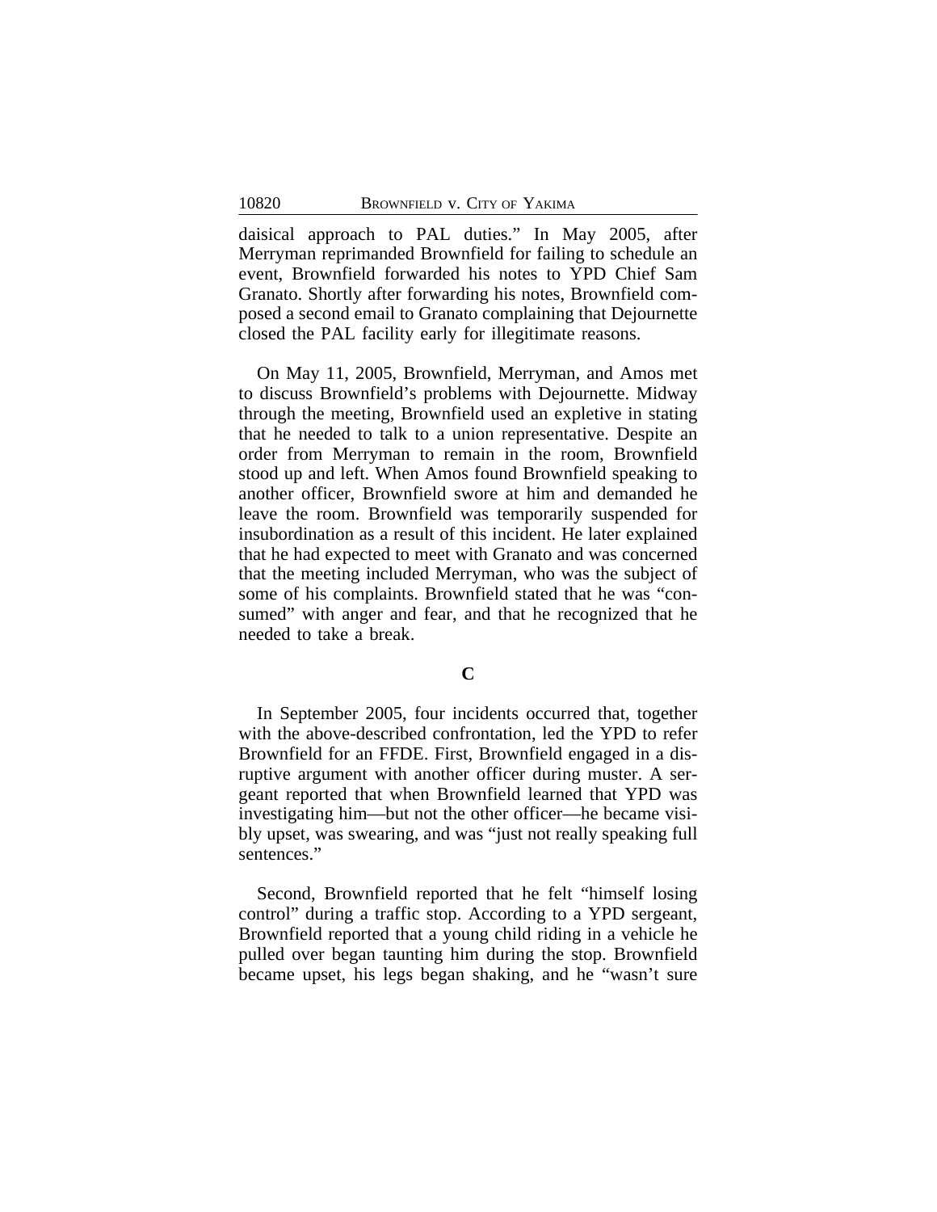daisical approach to PAL duties." In May 2005, after Merryman reprimanded Brownfield for failing to schedule an event, Brownfield forwarded his notes to YPD Chief Sam Granato. Shortly after forwarding his notes, Brownfield composed a second email to Granato complaining that Dejournette closed the PAL facility early for illegitimate reasons.

On May 11, 2005, Brownfield, Merryman, and Amos met to discuss Brownfield's problems with Dejournette. Midway through the meeting, Brownfield used an expletive in stating that he needed to talk to a union representative. Despite an order from Merryman to remain in the room, Brownfield stood up and left. When Amos found Brownfield speaking to another officer, Brownfield swore at him and demanded he leave the room. Brownfield was temporarily suspended for insubordination as a result of this incident. He later explained that he had expected to meet with Granato and was concerned that the meeting included Merryman, who was the subject of some of his complaints. Brownfield stated that he was "consumed" with anger and fear, and that he recognized that he needed to take a break.

### C

In September 2005, four incidents occurred that, together with the above-described confrontation, led the YPD to refer Brownfield for an FFDE. First, Brownfield engaged in a disruptive argument with another officer during muster. A sergeant reported that when Brownfield learned that YPD was investigating him—but not the other officer—he became visibly upset, was swearing, and was "just not really speaking full sentences."

Second, Brownfield reported that he felt "himself losing control" during a traffic stop. According to a YPD sergeant, Brownfield reported that a young child riding in a vehicle he pulled over began taunting him during the stop. Brownfield became upset, his legs began shaking, and he "wasn't sure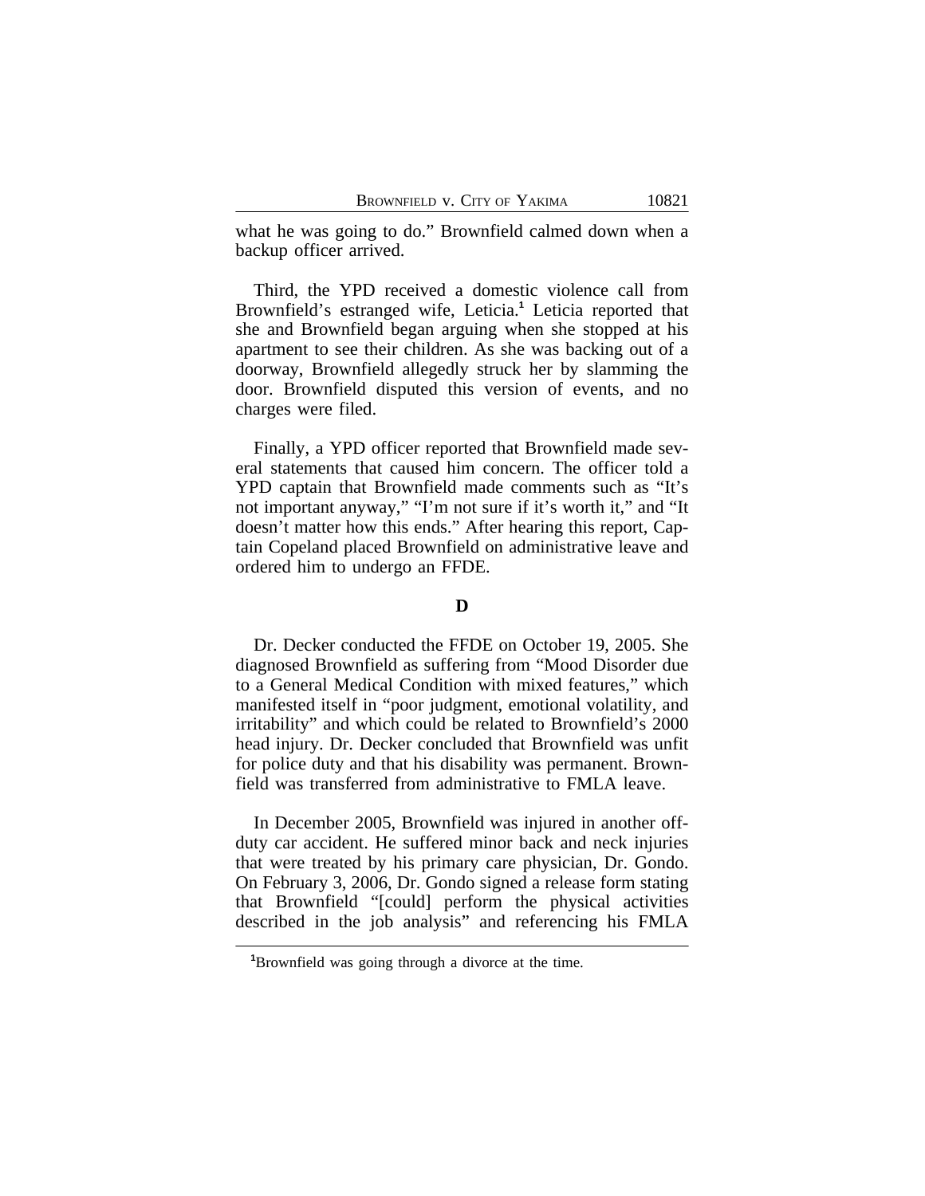what he was going to do." Brownfield calmed down when a backup officer arrived.

Third, the YPD received a domestic violence call from Brownfield's estranged wife, Leticia.[1] Leticia reported that she and Brownfield began arguing when she stopped at his apartment to see their children. As she was backing out of a doorway, Brownfield allegedly struck her by slamming the door. Brownfield disputed this version of events, and no charges were filed.

Finally, a YPD officer reported that Brownfield made several statements that caused him concern. The officer told a YPD captain that Brownfield made comments such as "It's not important anyway," "I'm not sure if it's worth it," and "It doesn't matter how this ends." After hearing this report, Captain Copeland placed Brownfield on administrative leave and ordered him to undergo an FFDE.

### D

Dr. Decker conducted the FFDE on October 19, 2005. She diagnosed Brownfield as suffering from "Mood Disorder due to a General Medical Condition with mixed features," which manifested itself in "poor judgment, emotional volatility, and irritability" and which could be related to Brownfield's 2000 head injury. Dr. Decker concluded that Brownfield was unfit for police duty and that his disability was permanent. Brownfield was transferred from administrative to FMLA leave.

In December 2005, Brownfield was injured in another off-duty car accident. He suffered minor back and neck injuries that were treated by his primary care physician, Dr. Gondo. On February 3, 2006, Dr. Gondo signed a release form stating that Brownfield "[could] perform the physical activities described in the job analysis" and referencing his FMLA

[1] Brownfield was going through a divorce at the time.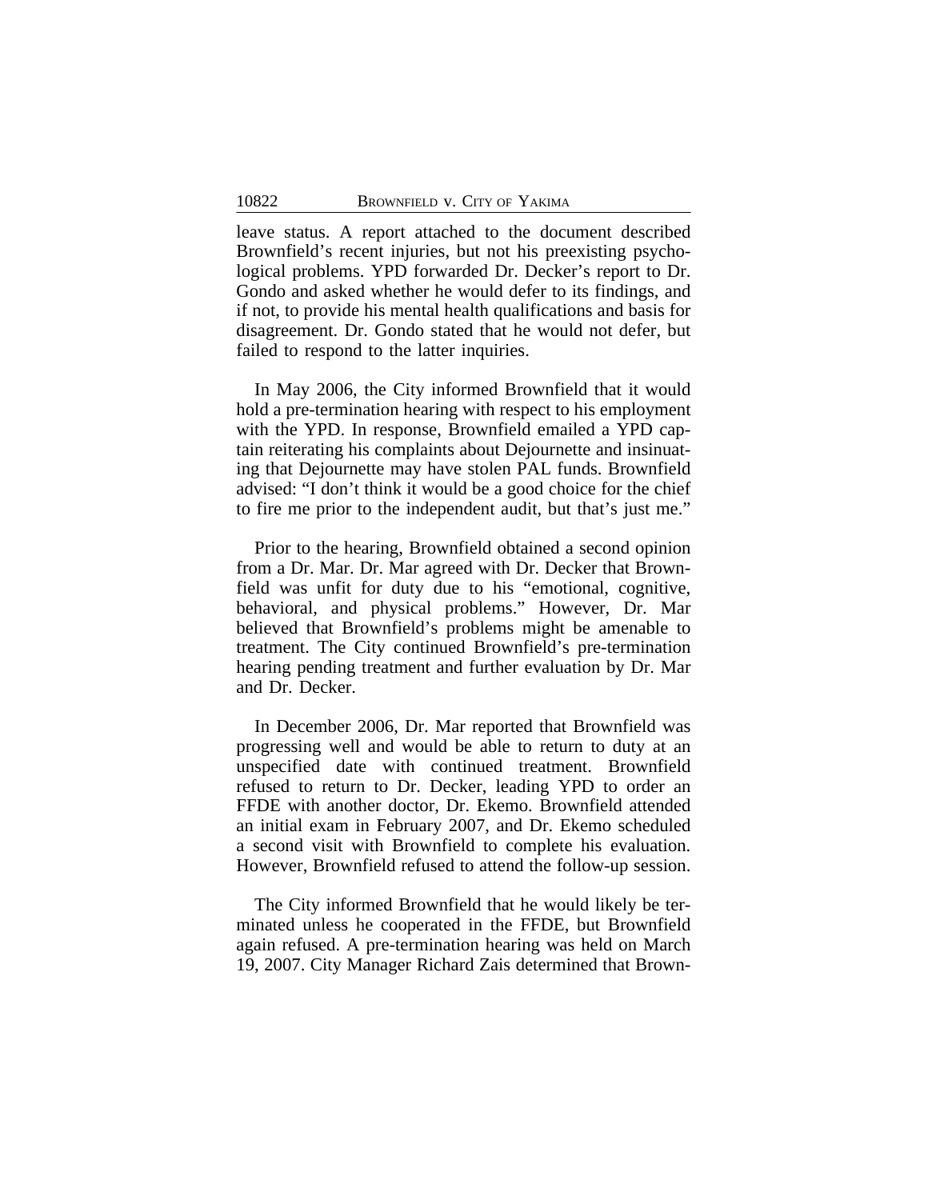leave status. A report attached to the document described Brownfield's recent injuries, but not his preexisting psychological problems. YPD forwarded Dr. Decker's report to Dr. Gondo and asked whether he would defer to its findings, and if not, to provide his mental health qualifications and basis for disagreement. Dr. Gondo stated that he would not defer, but failed to respond to the latter inquiries.

In May 2006, the City informed Brownfield that it would hold a pre-termination hearing with respect to his employment with the YPD. In response, Brownfield emailed a YPD captain reiterating his complaints about Dejournette and insinuating that Dejournette may have stolen PAL funds. Brownfield advised: "I don't think it would be a good choice for the chief to fire me prior to the independent audit, but that's just me."

Prior to the hearing, Brownfield obtained a second opinion from a Dr. Mar. Dr. Mar agreed with Dr. Decker that Brownfield was unfit for duty due to his "emotional, cognitive, behavioral, and physical problems." However, Dr. Mar believed that Brownfield's problems might be amenable to treatment. The City continued Brownfield's pre-termination hearing pending treatment and further evaluation by Dr. Mar and Dr. Decker.

In December 2006, Dr. Mar reported that Brownfield was progressing well and would be able to return to duty at an unspecified date with continued treatment. Brownfield refused to return to Dr. Decker, leading YPD to order an FFDE with another doctor, Dr. Ekemo. Brownfield attended an initial exam in February 2007, and Dr. Ekemo scheduled a second visit with Brownfield to complete his evaluation. However, Brownfield refused to attend the follow-up session.

The City informed Brownfield that he would likely be terminated unless he cooperated in the FFDE, but Brownfield again refused. A pre-termination hearing was held on March 19, 2007. City Manager Richard Zais determined that Brown-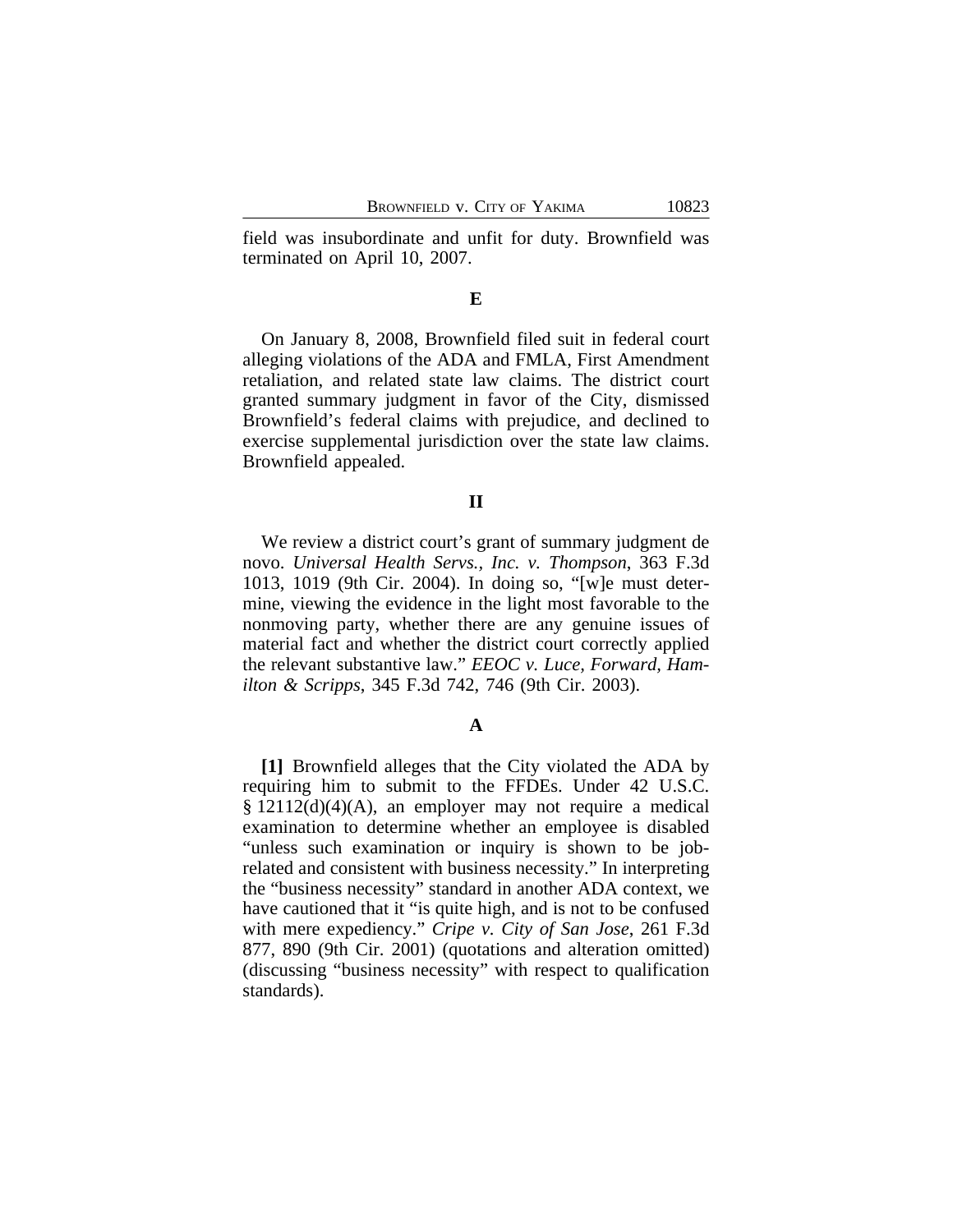field was insubordinate and unfit for duty. Brownfield was terminated on April 10, 2007.

### E

On January 8, 2008, Brownfield filed suit in federal court alleging violations of the ADA and FMLA, First Amendment retaliation, and related state law claims. The district court granted summary judgment in favor of the City, dismissed Brownfield's federal claims with prejudice, and declined to exercise supplemental jurisdiction over the state law claims. Brownfield appealed.

## II

We review a district court's grant of summary judgment de novo. *Universal Health Servs., Inc. v. Thompson*, 363 F.3d 1013, 1019 (9th Cir. 2004). In doing so, "[w]e must determine, viewing the evidence in the light most favorable to the nonmoving party, whether there are any genuine issues of material fact and whether the district court correctly applied the relevant substantive law." *EEOC v. Luce, Forward, Hamilton & Scripps*, 345 F.3d 742, 746 (9th Cir. 2003).

### A

**[1]** Brownfield alleges that the City violated the ADA by requiring him to submit to the FFDEs. Under 42 U.S.C. § 12112(d)(4)(A), an employer may not require a medical examination to determine whether an employee is disabled "unless such examination or inquiry is shown to be job-related and consistent with business necessity." In interpreting the "business necessity" standard in another ADA context, we have cautioned that it "is quite high, and is not to be confused with mere expediency." *Cripe v. City of San Jose*, 261 F.3d 877, 890 (9th Cir. 2001) (quotations and alteration omitted) (discussing "business necessity" with respect to qualification standards).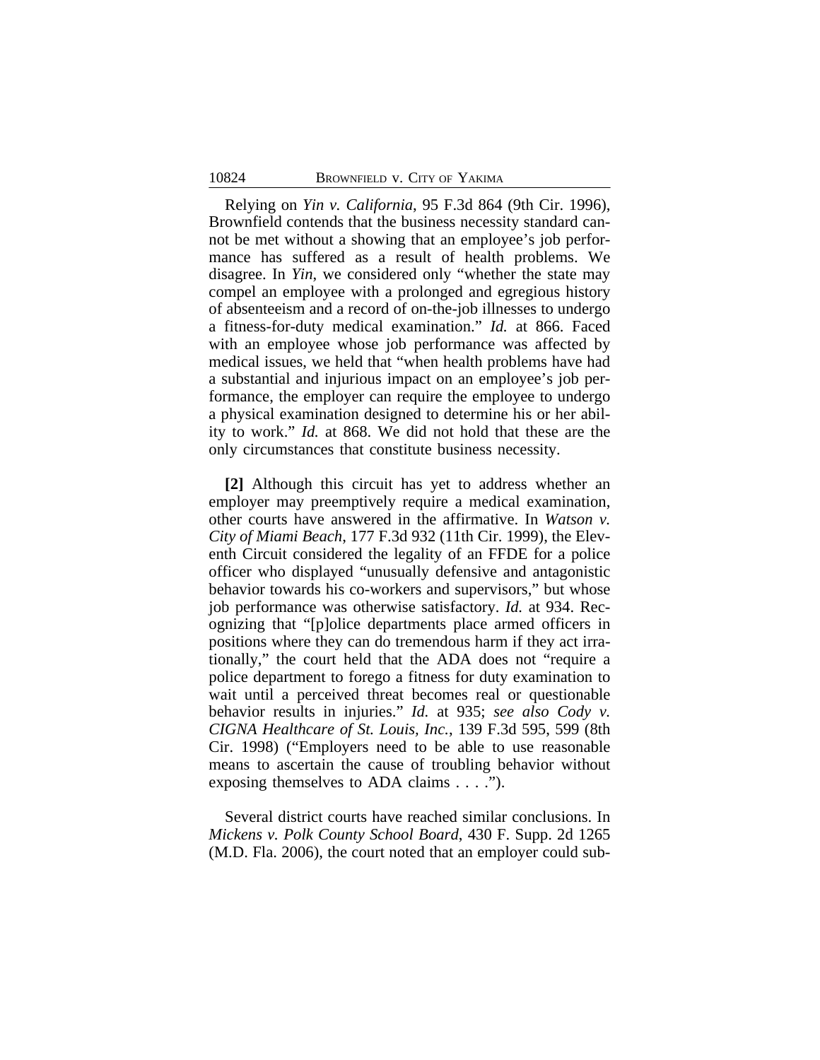Relying on *Yin v. California*, 95 F.3d 864 (9th Cir. 1996), Brownfield contends that the business necessity standard cannot be met without a showing that an employee's job performance has suffered as a result of health problems. We disagree. In *Yin*, we considered only "whether the state may compel an employee with a prolonged and egregious history of absenteeism and a record of on-the-job illnesses to undergo a fitness-for-duty medical examination." *Id.* at 866. Faced with an employee whose job performance was affected by medical issues, we held that "when health problems have had a substantial and injurious impact on an employee's job performance, the employer can require the employee to undergo a physical examination designed to determine his or her ability to work." *Id.* at 868. We did not hold that these are the only circumstances that constitute business necessity.

**[2]** Although this circuit has yet to address whether an employer may preemptively require a medical examination, other courts have answered in the affirmative. In *Watson v. City of Miami Beach*, 177 F.3d 932 (11th Cir. 1999), the Eleventh Circuit considered the legality of an FFDE for a police officer who displayed "unusually defensive and antagonistic behavior towards his co-workers and supervisors," but whose job performance was otherwise satisfactory. *Id.* at 934. Recognizing that "[p]olice departments place armed officers in positions where they can do tremendous harm if they act irrationally," the court held that the ADA does not "require a police department to forego a fitness for duty examination to wait until a perceived threat becomes real or questionable behavior results in injuries." *Id.* at 935; *see also Cody v. CIGNA Healthcare of St. Louis, Inc.*, 139 F.3d 595, 599 (8th Cir. 1998) ("Employers need to be able to use reasonable means to ascertain the cause of troubling behavior without exposing themselves to ADA claims . . . .").

Several district courts have reached similar conclusions. In *Mickens v. Polk County School Board*, 430 F. Supp. 2d 1265 (M.D. Fla. 2006), the court noted that an employer could sub-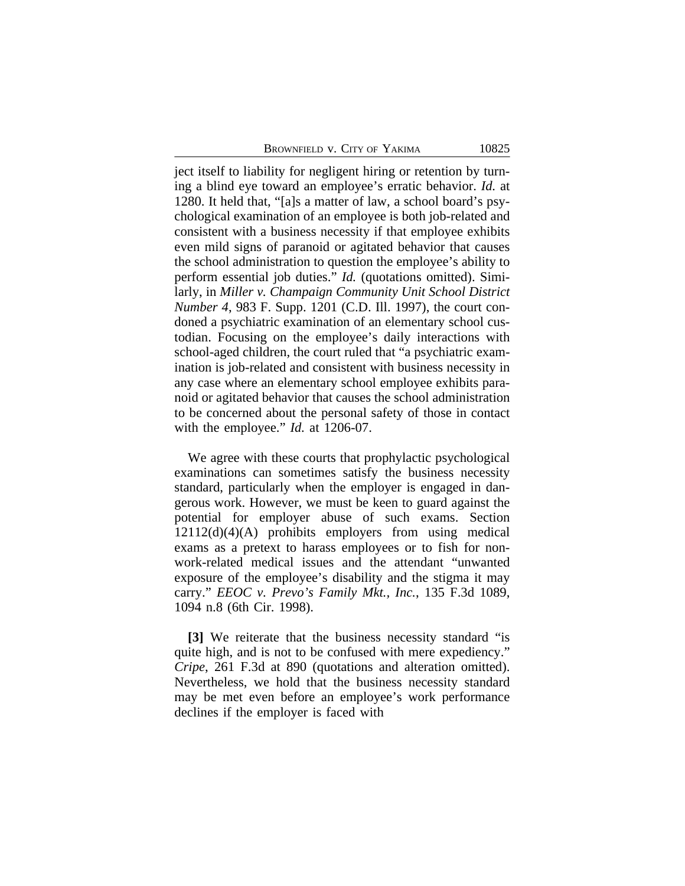ject itself to liability for negligent hiring or retention by turning a blind eye toward an employee's erratic behavior. *Id.* at 1280. It held that, "[a]s a matter of law, a school board's psychological examination of an employee is both job-related and consistent with a business necessity if that employee exhibits even mild signs of paranoid or agitated behavior that causes the school administration to question the employee's ability to perform essential job duties." *Id.* (quotations omitted). Similarly, in *Miller v. Champaign Community Unit School District Number 4*, 983 F. Supp. 1201 (C.D. Ill. 1997), the court condoned a psychiatric examination of an elementary school custodian. Focusing on the employee's daily interactions with school-aged children, the court ruled that "a psychiatric examination is job-related and consistent with business necessity in any case where an elementary school employee exhibits paranoid or agitated behavior that causes the school administration to be concerned about the personal safety of those in contact with the employee." *Id.* at 1206-07.

We agree with these courts that prophylactic psychological examinations can sometimes satisfy the business necessity standard, particularly when the employer is engaged in dangerous work. However, we must be keen to guard against the potential for employer abuse of such exams. Section 12112(d)(4)(A) prohibits employers from using medical exams as a pretext to harass employees or to fish for non-work-related medical issues and the attendant "unwanted exposure of the employee's disability and the stigma it may carry." *EEOC v. Prevo's Family Mkt., Inc.*, 135 F.3d 1089, 1094 n.8 (6th Cir. 1998).

**[3]** We reiterate that the business necessity standard "is quite high, and is not to be confused with mere expediency." *Cripe*, 261 F.3d at 890 (quotations and alteration omitted). Nevertheless, we hold that the business necessity standard may be met even before an employee's work performance declines if the employer is faced with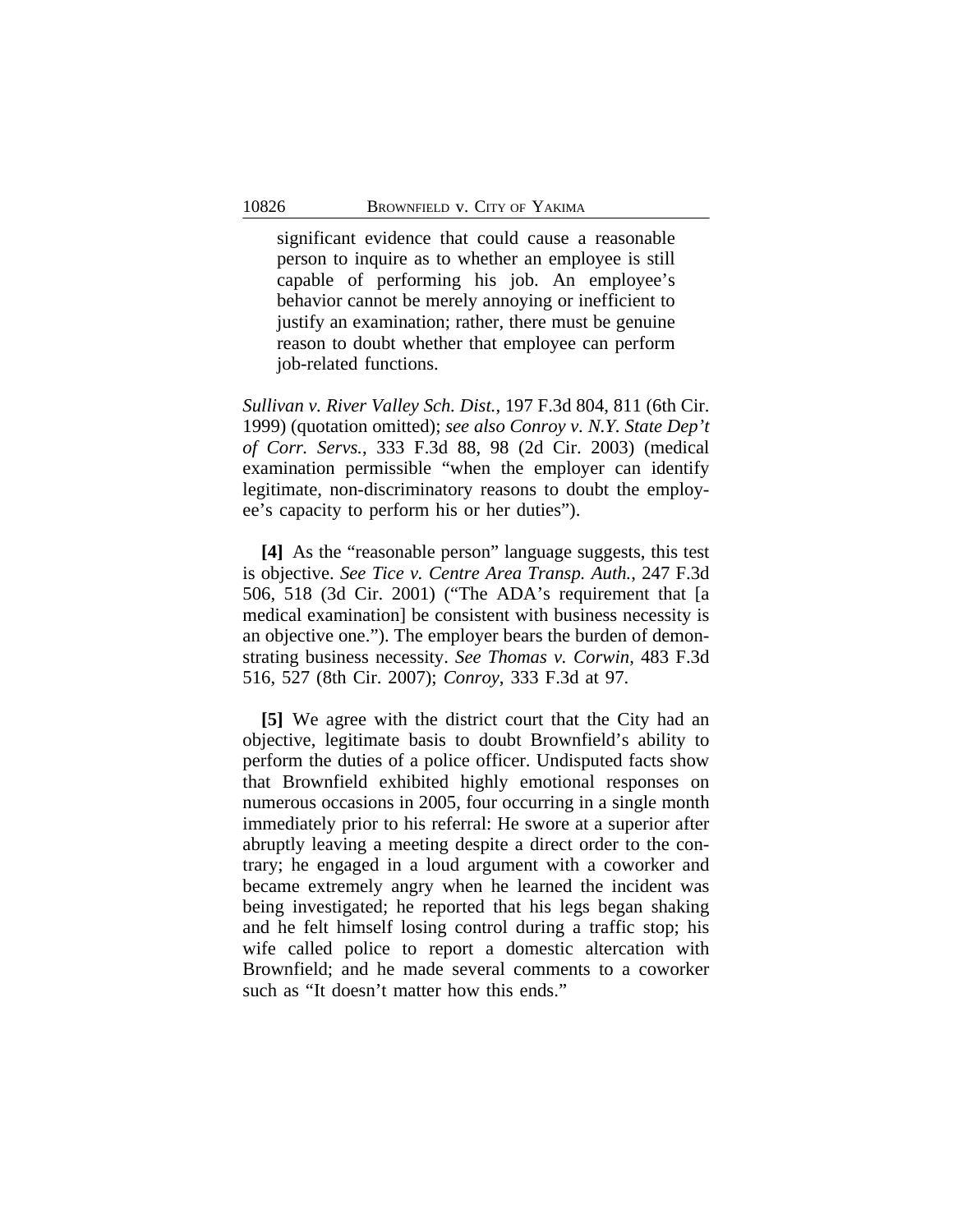> significant evidence that could cause a reasonable person to inquire as to whether an employee is still capable of performing his job. An employee's behavior cannot be merely annoying or inefficient to justify an examination; rather, there must be genuine reason to doubt whether that employee can perform job-related functions.

*Sullivan v. River Valley Sch. Dist.*, 197 F.3d 804, 811 (6th Cir. 1999) (quotation omitted); *see also Conroy v. N.Y. State Dep't of Corr. Servs.*, 333 F.3d 88, 98 (2d Cir. 2003) (medical examination permissible "when the employer can identify legitimate, non-discriminatory reasons to doubt the employee's capacity to perform his or her duties").

**[4]** As the "reasonable person" language suggests, this test is objective. *See Tice v. Centre Area Transp. Auth.*, 247 F.3d 506, 518 (3d Cir. 2001) ("The ADA's requirement that [a medical examination] be consistent with business necessity is an objective one."). The employer bears the burden of demonstrating business necessity. *See Thomas v. Corwin*, 483 F.3d 516, 527 (8th Cir. 2007); *Conroy*, 333 F.3d at 97.

**[5]** We agree with the district court that the City had an objective, legitimate basis to doubt Brownfield's ability to perform the duties of a police officer. Undisputed facts show that Brownfield exhibited highly emotional responses on numerous occasions in 2005, four occurring in a single month immediately prior to his referral: He swore at a superior after abruptly leaving a meeting despite a direct order to the contrary; he engaged in a loud argument with a coworker and became extremely angry when he learned the incident was being investigated; he reported that his legs began shaking and he felt himself losing control during a traffic stop; his wife called police to report a domestic altercation with Brownfield; and he made several comments to a coworker such as "It doesn't matter how this ends."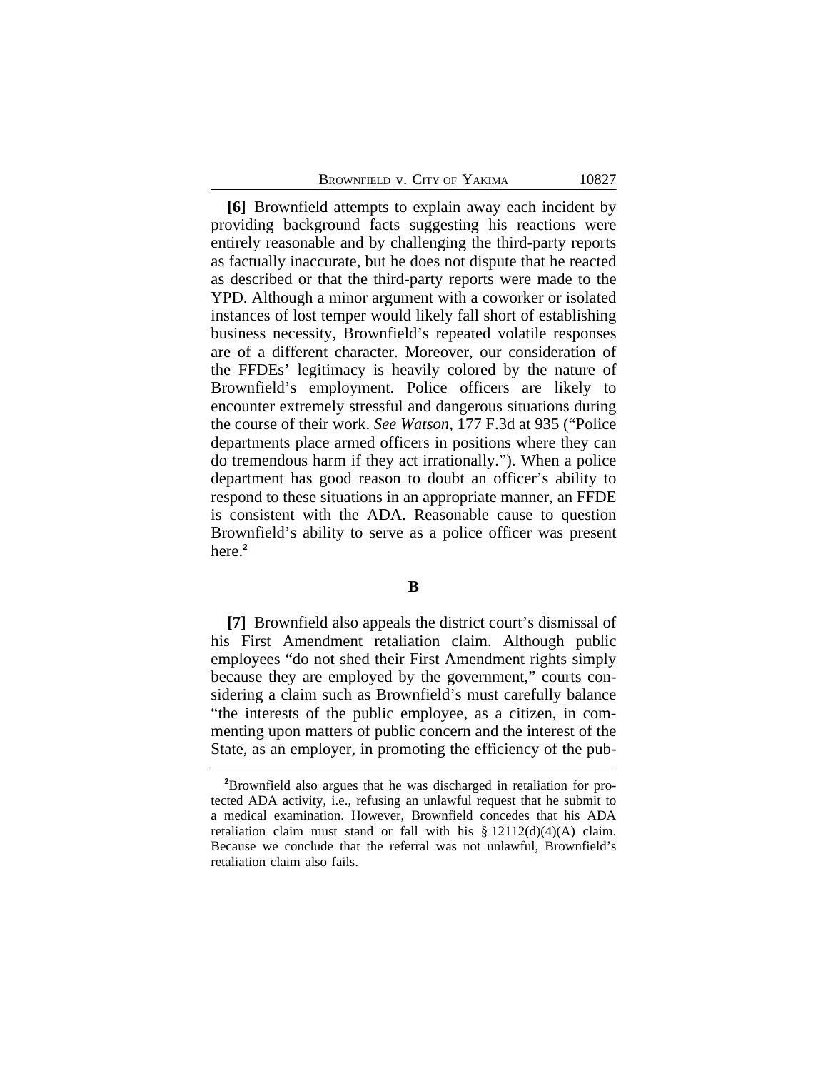**[6]** Brownfield attempts to explain away each incident by providing background facts suggesting his reactions were entirely reasonable and by challenging the third-party reports as factually inaccurate, but he does not dispute that he reacted as described or that the third-party reports were made to the YPD. Although a minor argument with a coworker or isolated instances of lost temper would likely fall short of establishing business necessity, Brownfield's repeated volatile responses are of a different character. Moreover, our consideration of the FFDEs' legitimacy is heavily colored by the nature of Brownfield's employment. Police officers are likely to encounter extremely stressful and dangerous situations during the course of their work. *See Watson*, 177 F.3d at 935 ("Police departments place armed officers in positions where they can do tremendous harm if they act irrationally."). When a police department has good reason to doubt an officer's ability to respond to these situations in an appropriate manner, an FFDE is consistent with the ADA. Reasonable cause to question Brownfield's ability to serve as a police officer was present here.[2]

**B**

**[7]** Brownfield also appeals the district court's dismissal of his First Amendment retaliation claim. Although public employees "do not shed their First Amendment rights simply because they are employed by the government," courts considering a claim such as Brownfield's must carefully balance "the interests of the public employee, as a citizen, in commenting upon matters of public concern and the interest of the State, as an employer, in promoting the efficiency of the pub-

[2]Brownfield also argues that he was discharged in retaliation for protected ADA activity, i.e., refusing an unlawful request that he submit to a medical examination. However, Brownfield concedes that his ADA retaliation claim must stand or fall with his § 12112(d)(4)(A) claim. Because we conclude that the referral was not unlawful, Brownfield's retaliation claim also fails.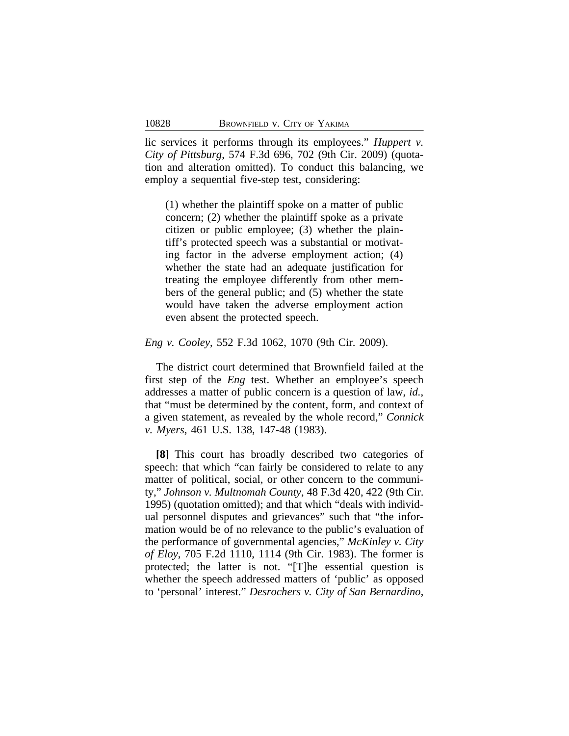lic services it performs through its employees." *Huppert v. City of Pittsburg*, 574 F.3d 696, 702 (9th Cir. 2009) (quotation and alteration omitted). To conduct this balancing, we employ a sequential five-step test, considering:

> (1) whether the plaintiff spoke on a matter of public concern; (2) whether the plaintiff spoke as a private citizen or public employee; (3) whether the plaintiff's protected speech was a substantial or motivating factor in the adverse employment action; (4) whether the state had an adequate justification for treating the employee differently from other members of the general public; and (5) whether the state would have taken the adverse employment action even absent the protected speech.

*Eng v. Cooley*, 552 F.3d 1062, 1070 (9th Cir. 2009).

The district court determined that Brownfield failed at the first step of the *Eng* test. Whether an employee's speech addresses a matter of public concern is a question of law, *id.*, that "must be determined by the content, form, and context of a given statement, as revealed by the whole record," *Connick v. Myers*, 461 U.S. 138, 147-48 (1983).

**[8]** This court has broadly described two categories of speech: that which "can fairly be considered to relate to any matter of political, social, or other concern to the community," *Johnson v. Multnomah County*, 48 F.3d 420, 422 (9th Cir. 1995) (quotation omitted); and that which "deals with individual personnel disputes and grievances" such that "the information would be of no relevance to the public's evaluation of the performance of governmental agencies," *McKinley v. City of Eloy*, 705 F.2d 1110, 1114 (9th Cir. 1983). The former is protected; the latter is not. "[T]he essential question is whether the speech addressed matters of 'public' as opposed to 'personal' interest." *Desrochers v. City of San Bernardino*,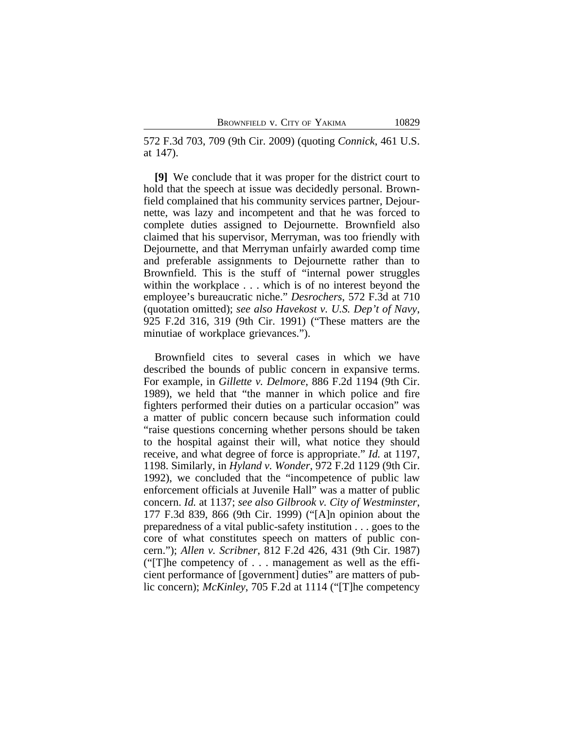572 F.3d 703, 709 (9th Cir. 2009) (quoting *Connick*, 461 U.S. at 147).

**[9]** We conclude that it was proper for the district court to hold that the speech at issue was decidedly personal. Brownfield complained that his community services partner, Dejournette, was lazy and incompetent and that he was forced to complete duties assigned to Dejournette. Brownfield also claimed that his supervisor, Merryman, was too friendly with Dejournette, and that Merryman unfairly awarded comp time and preferable assignments to Dejournette rather than to Brownfield. This is the stuff of "internal power struggles within the workplace . . . which is of no interest beyond the employee's bureaucratic niche." *Desrochers*, 572 F.3d at 710 (quotation omitted); *see also Havekost v. U.S. Dep't of Navy*, 925 F.2d 316, 319 (9th Cir. 1991) ("These matters are the minutiae of workplace grievances.").

Brownfield cites to several cases in which we have described the bounds of public concern in expansive terms. For example, in *Gillette v. Delmore*, 886 F.2d 1194 (9th Cir. 1989), we held that "the manner in which police and fire fighters performed their duties on a particular occasion" was a matter of public concern because such information could "raise questions concerning whether persons should be taken to the hospital against their will, what notice they should receive, and what degree of force is appropriate." *Id.* at 1197, 1198. Similarly, in *Hyland v. Wonder*, 972 F.2d 1129 (9th Cir. 1992), we concluded that the "incompetence of public law enforcement officials at Juvenile Hall" was a matter of public concern. *Id.* at 1137; *see also Gilbrook v. City of Westminster*, 177 F.3d 839, 866 (9th Cir. 1999) ("[A]n opinion about the preparedness of a vital public-safety institution . . . goes to the core of what constitutes speech on matters of public concern."); *Allen v. Scribner*, 812 F.2d 426, 431 (9th Cir. 1987) ("[T]he competency of . . . management as well as the efficient performance of [government] duties" are matters of public concern); *McKinley*, 705 F.2d at 1114 ("[T]he competency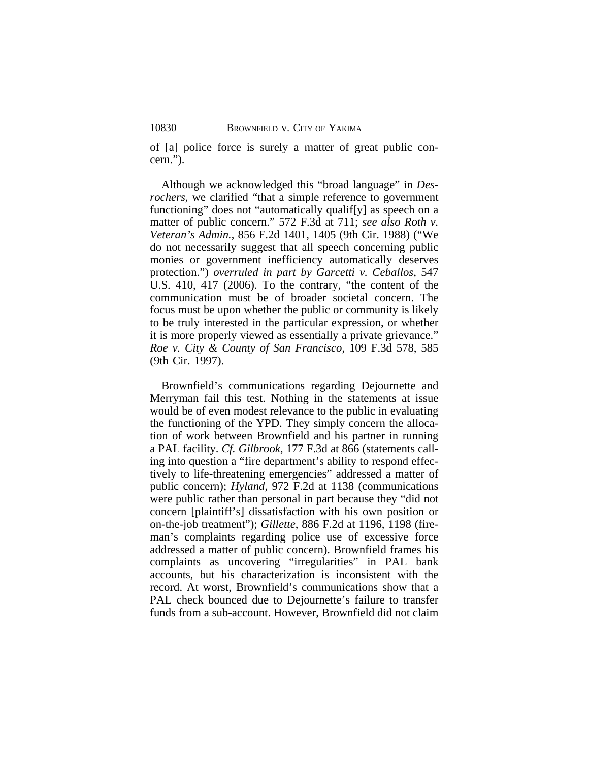of [a] police force is surely a matter of great public concern.").

Although we acknowledged this "broad language" in *Desrochers*, we clarified "that a simple reference to government functioning" does not "automatically qualif[y] as speech on a matter of public concern." 572 F.3d at 711; *see also Roth v. Veteran's Admin.*, 856 F.2d 1401, 1405 (9th Cir. 1988) ("We do not necessarily suggest that all speech concerning public monies or government inefficiency automatically deserves protection.") *overruled in part by Garcetti v. Ceballos*, 547 U.S. 410, 417 (2006). To the contrary, "the content of the communication must be of broader societal concern. The focus must be upon whether the public or community is likely to be truly interested in the particular expression, or whether it is more properly viewed as essentially a private grievance." *Roe v. City & County of San Francisco*, 109 F.3d 578, 585 (9th Cir. 1997).

Brownfield's communications regarding Dejournette and Merryman fail this test. Nothing in the statements at issue would be of even modest relevance to the public in evaluating the functioning of the YPD. They simply concern the allocation of work between Brownfield and his partner in running a PAL facility. *Cf. Gilbrook*, 177 F.3d at 866 (statements calling into question a "fire department's ability to respond effectively to life-threatening emergencies" addressed a matter of public concern); *Hyland*, 972 F.2d at 1138 (communications were public rather than personal in part because they "did not concern [plaintiff's] dissatisfaction with his own position or on-the-job treatment"); *Gillette*, 886 F.2d at 1196, 1198 (fireman's complaints regarding police use of excessive force addressed a matter of public concern). Brownfield frames his complaints as uncovering "irregularities" in PAL bank accounts, but his characterization is inconsistent with the record. At worst, Brownfield's communications show that a PAL check bounced due to Dejournette's failure to transfer funds from a sub-account. However, Brownfield did not claim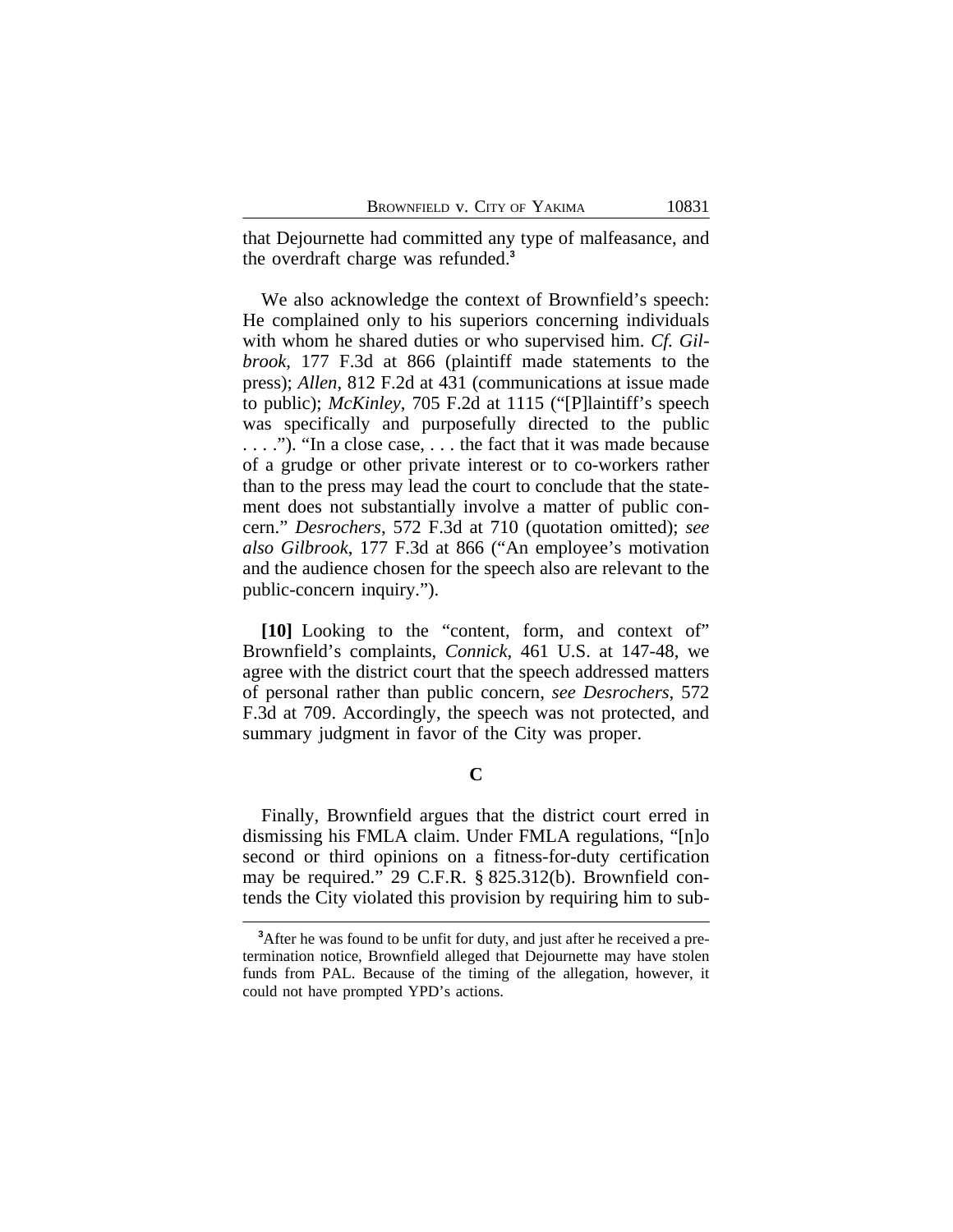that Dejournette had committed any type of malfeasance, and the overdraft charge was refunded.[3]

We also acknowledge the context of Brownfield's speech: He complained only to his superiors concerning individuals with whom he shared duties or who supervised him. *Cf. Gilbrook*, 177 F.3d at 866 (plaintiff made statements to the press); *Allen*, 812 F.2d at 431 (communications at issue made to public); *McKinley*, 705 F.2d at 1115 ("[P]laintiff's speech was specifically and purposefully directed to the public . . . ."). "In a close case, . . . the fact that it was made because of a grudge or other private interest or to co-workers rather than to the press may lead the court to conclude that the statement does not substantially involve a matter of public concern." *Desrochers*, 572 F.3d at 710 (quotation omitted); *see also Gilbrook*, 177 F.3d at 866 ("An employee's motivation and the audience chosen for the speech also are relevant to the public-concern inquiry.").

**[10]** Looking to the "content, form, and context of" Brownfield's complaints, *Connick*, 461 U.S. at 147-48, we agree with the district court that the speech addressed matters of personal rather than public concern, *see Desrochers*, 572 F.3d at 709. Accordingly, the speech was not protected, and summary judgment in favor of the City was proper.

### C

Finally, Brownfield argues that the district court erred in dismissing his FMLA claim. Under FMLA regulations, "[n]o second or third opinions on a fitness-for-duty certification may be required." 29 C.F.R. § 825.312(b). Brownfield contends the City violated this provision by requiring him to sub-

[3] After he was found to be unfit for duty, and just after he received a pretermination notice, Brownfield alleged that Dejournette may have stolen funds from PAL. Because of the timing of the allegation, however, it could not have prompted YPD's actions.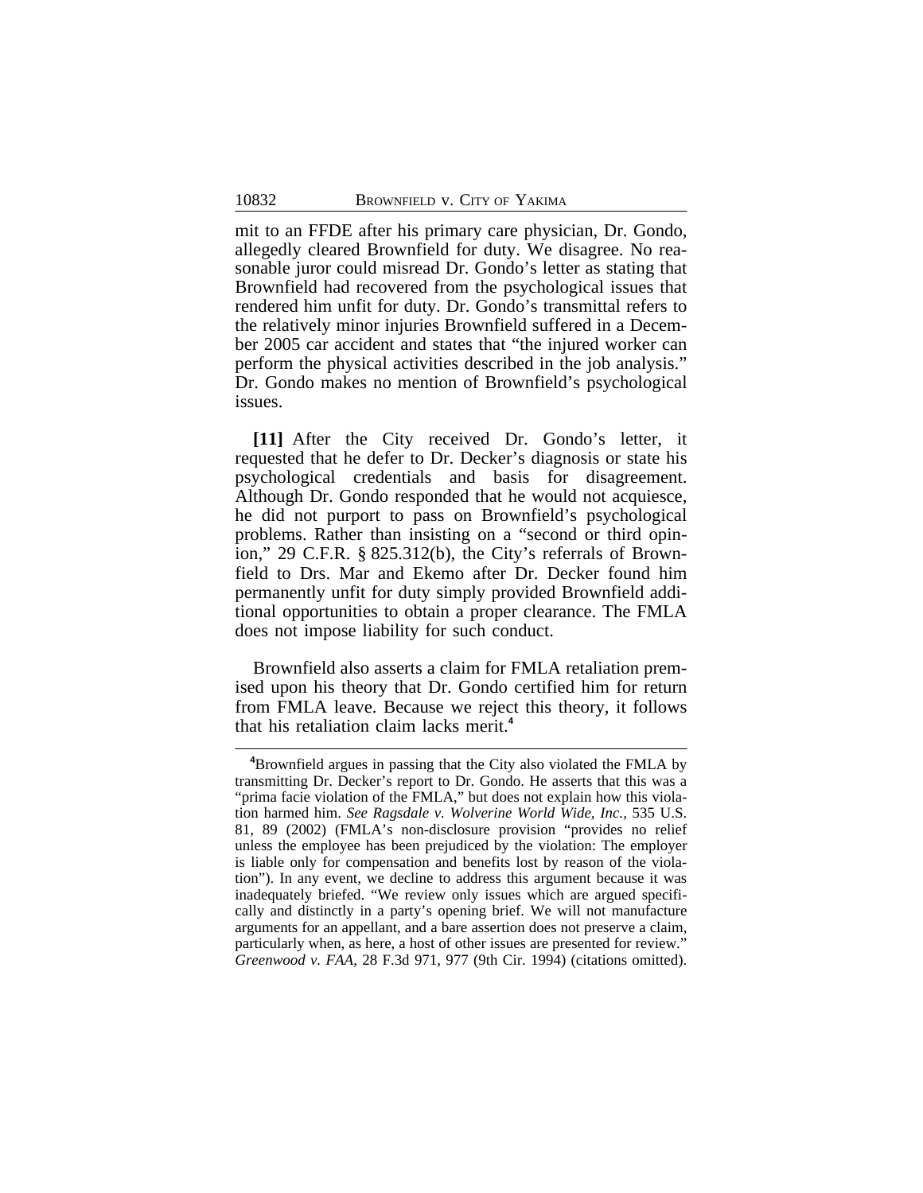mit to an FFDE after his primary care physician, Dr. Gondo, allegedly cleared Brownfield for duty. We disagree. No reasonable juror could misread Dr. Gondo's letter as stating that Brownfield had recovered from the psychological issues that rendered him unfit for duty. Dr. Gondo's transmittal refers to the relatively minor injuries Brownfield suffered in a December 2005 car accident and states that "the injured worker can perform the physical activities described in the job analysis." Dr. Gondo makes no mention of Brownfield's psychological issues.

**[11]** After the City received Dr. Gondo's letter, it requested that he defer to Dr. Decker's diagnosis or state his psychological credentials and basis for disagreement. Although Dr. Gondo responded that he would not acquiesce, he did not purport to pass on Brownfield's psychological problems. Rather than insisting on a "second or third opinion," 29 C.F.R. § 825.312(b), the City's referrals of Brownfield to Drs. Mar and Ekemo after Dr. Decker found him permanently unfit for duty simply provided Brownfield additional opportunities to obtain a proper clearance. The FMLA does not impose liability for such conduct.

Brownfield also asserts a claim for FMLA retaliation premised upon his theory that Dr. Gondo certified him for return from FMLA leave. Because we reject this theory, it follows that his retaliation claim lacks merit.[4]

---

[4]Brownfield argues in passing that the City also violated the FMLA by transmitting Dr. Decker's report to Dr. Gondo. He asserts that this was a "prima facie violation of the FMLA," but does not explain how this violation harmed him. *See Ragsdale v. Wolverine World Wide, Inc.*, 535 U.S. 81, 89 (2002) (FMLA's non-disclosure provision "provides no relief unless the employee has been prejudiced by the violation: The employer is liable only for compensation and benefits lost by reason of the violation"). In any event, we decline to address this argument because it was inadequately briefed. "We review only issues which are argued specifically and distinctly in a party's opening brief. We will not manufacture arguments for an appellant, and a bare assertion does not preserve a claim, particularly when, as here, a host of other issues are presented for review." *Greenwood v. FAA*, 28 F.3d 971, 977 (9th Cir. 1994) (citations omitted).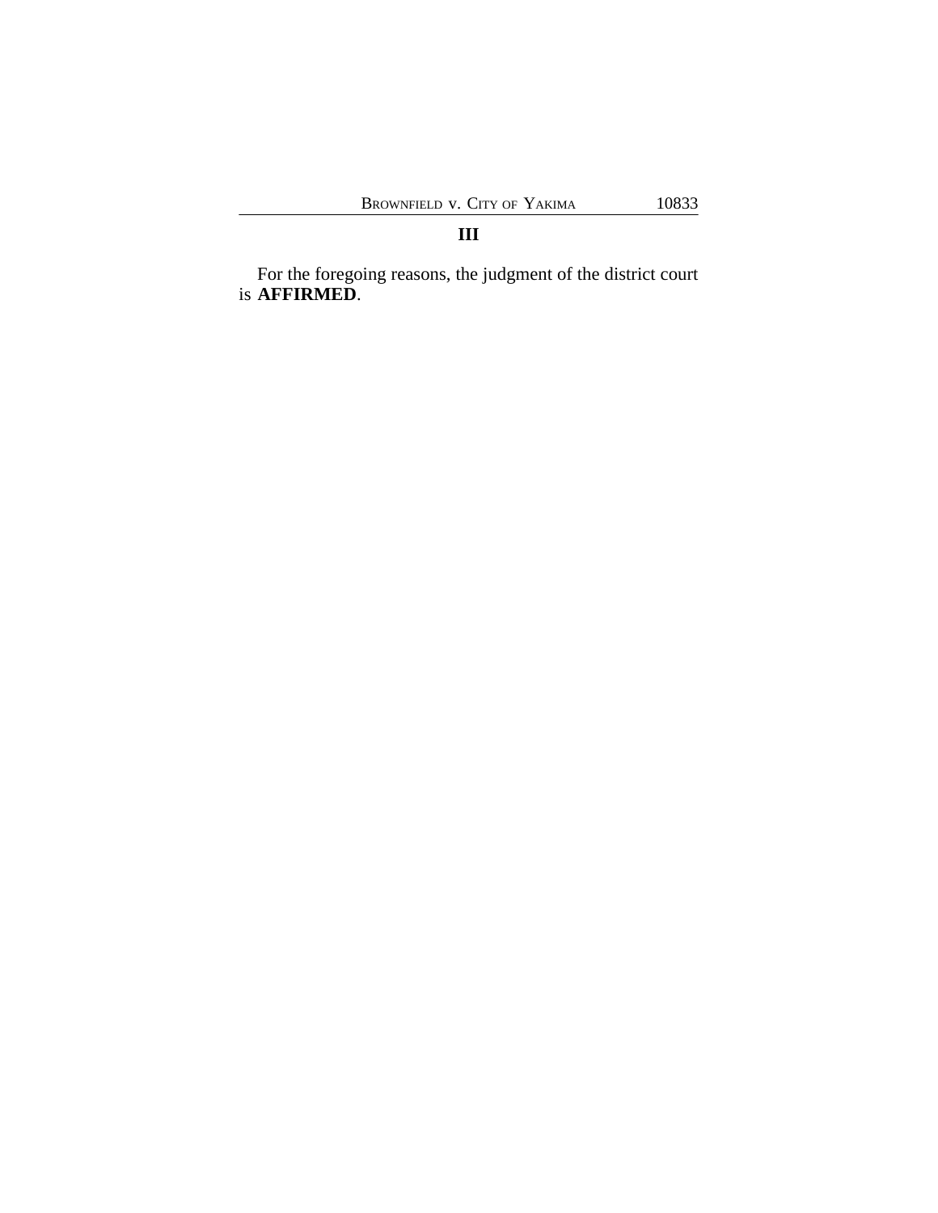## III

For the foregoing reasons, the judgment of the district court is **AFFIRMED**.